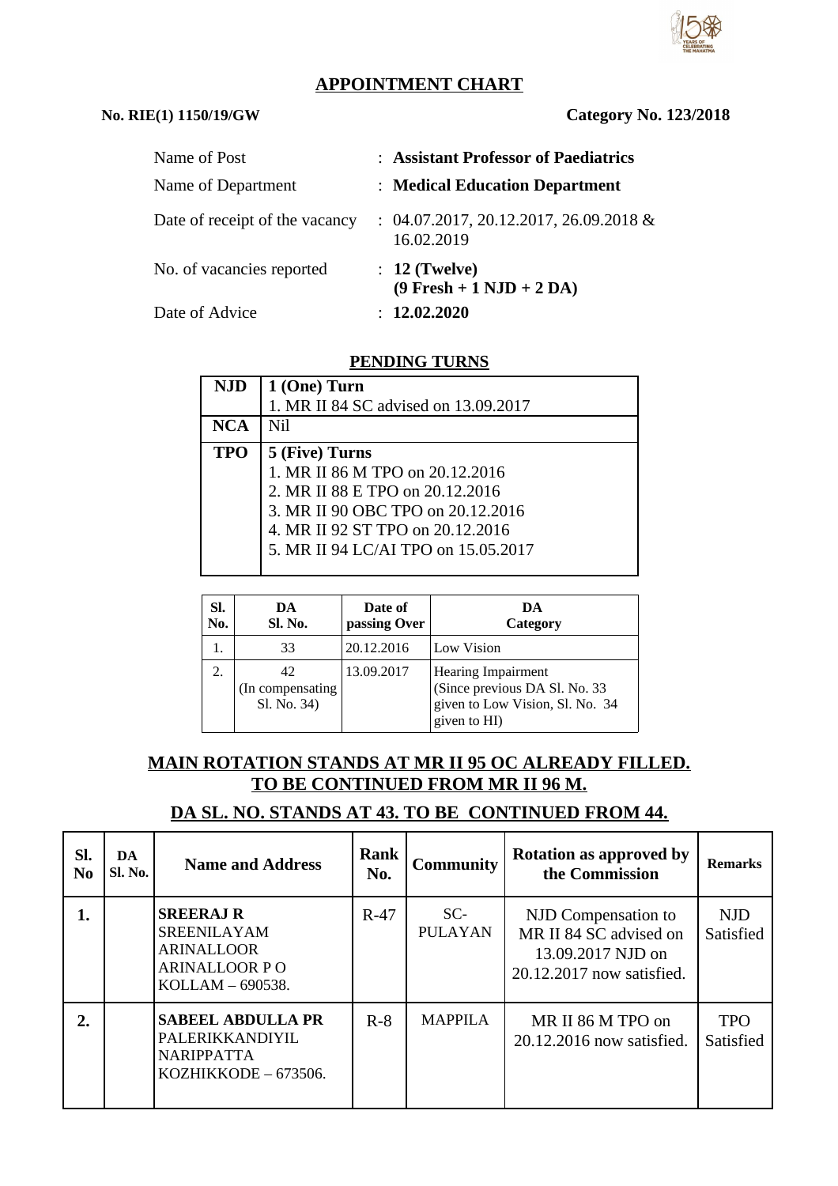## APPOINTMENT CHART

**No. RIE(1) 1150/19/GW** **Category No. 123/2018**

| | | |
|---|---|---|
| Name of Post | : | **Assistant Professor of Paediatrics** |
| Name of Department | : | **Medical Education Department** |
| Date of receipt of the vacancy | : | 04.07.2017, 20.12.2017, 26.09.2018 & 16.02.2019 |
| No. of vacancies reported | : | **12 (Twelve) (9 Fresh + 1 NJD + 2 DA)** |
| Date of Advice | : | **12.02.2020** |

### PENDING TURNS

| | |
|---|---|
| **NJD** | **1 (One) Turn**<br>1. MR II 84 SC advised on 13.09.2017 |
| **NCA** | Nil |
| **TPO** | **5 (Five) Turns**<br>1. MR II 86 M TPO on 20.12.2016<br>2. MR II 88 E TPO on 20.12.2016<br>3. MR II 90 OBC TPO on 20.12.2016<br>4. MR II 92 ST TPO on 20.12.2016<br>5. MR II 94 LC/AI TPO on 15.05.2017 |

| Sl. No. | DA Sl. No. | Date of passing Over | DA Category |
|---|---|---|---|
| 1. | 33 | 20.12.2016 | Low Vision |
| 2. | 42 (In compensating Sl. No. 34) | 13.09.2017 | Hearing Impairment (Since previous DA Sl. No. 33 given to Low Vision, Sl. No. 34 given to HI) |

### MAIN ROTATION STANDS AT MR II 95 OC ALREADY FILLED. TO BE CONTINUED FROM MR II 96 M.

### DA SL. NO. STANDS AT 43. TO BE CONTINUED FROM 44.

| Sl. No | DA Sl. No. | Name and Address | Rank No. | Community | Rotation as approved by the Commission | Remarks |
|---|---|---|---|---|---|---|
| **1.** | | **SREERAJ R**<br>SREENILAYAM<br>ARINALLOOR<br>ARINALLOOR P O<br>KOLLAM – 690538. | R-47 | SC-PULAYAN | NJD Compensation to MR II 84 SC advised on 13.09.2017 NJD on 20.12.2017 now satisfied. | NJD Satisfied |
| **2.** | | **SABEEL ABDULLA PR**<br>PALERIKKANDIYIL<br>NARIPPATTA<br>KOZHIKKODE – 673506. | R-8 | MAPPILA | MR II 86 M TPO on 20.12.2016 now satisfied. | TPO Satisfied |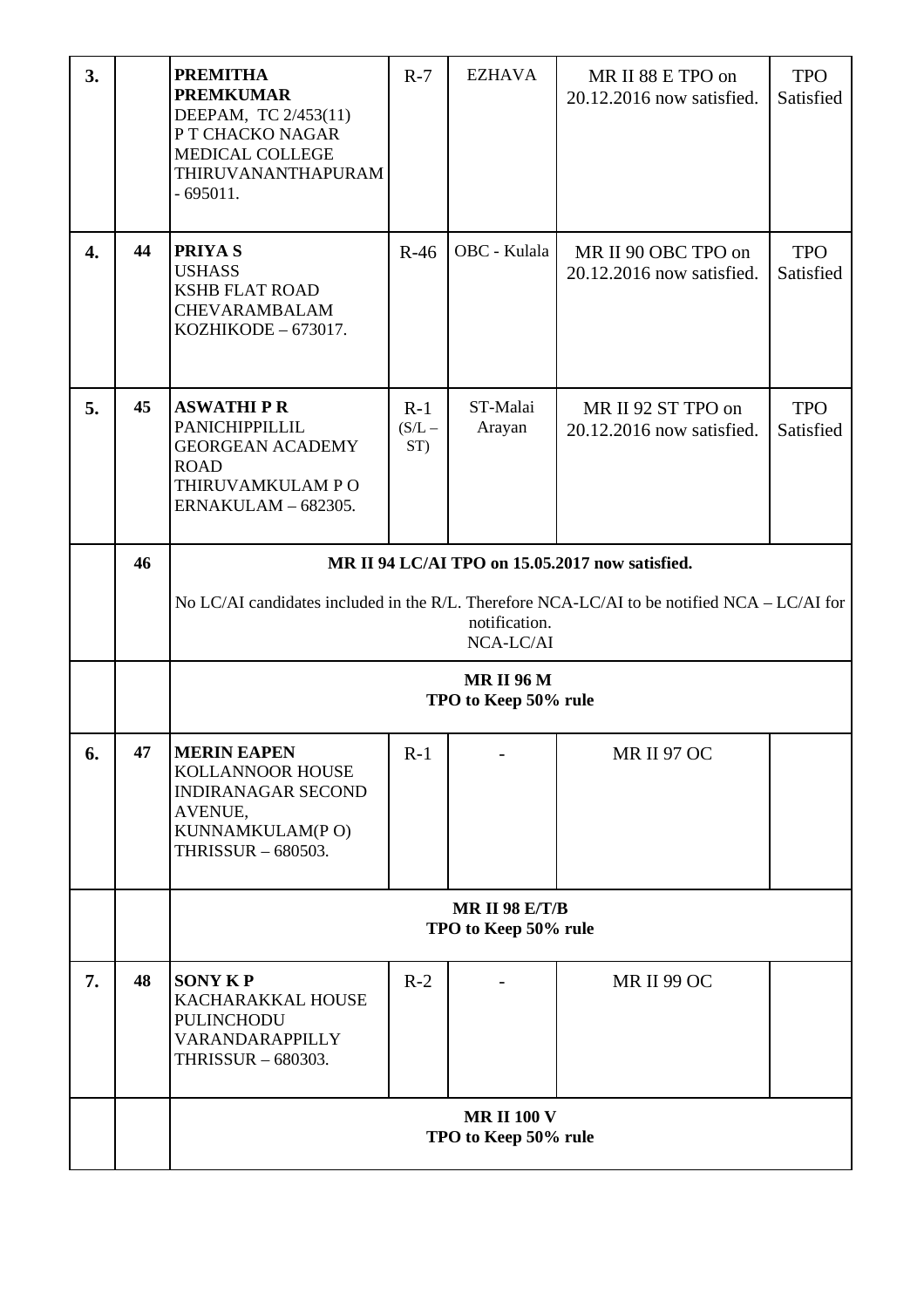| | | | | | | |
|---|---|---|---|---|---|---|
| **3.** | | **PREMITHA PREMKUMAR** DEEPAM, TC 2/453(11) P T CHACKO NAGAR MEDICAL COLLEGE THIRUVANANTHAPURAM - 695011. | R-7 | EZHAVA | MR II 88 E TPO on 20.12.2016 now satisfied. | TPO Satisfied |
| **4.** | **44** | **PRIYA S** USHASS KSHB FLAT ROAD CHEVARAMBALAM KOZHIKODE – 673017. | R-46 | OBC - Kulala | MR II 90 OBC TPO on 20.12.2016 now satisfied. | TPO Satisfied |
| **5.** | **45** | **ASWATHI P R** PANICHIPPILLIL GEORGEAN ACADEMY ROAD THIRUVAMKULAM P O ERNAKULAM – 682305. | R-1 (S/L – ST) | ST-Malai Arayan | MR II 92 ST TPO on 20.12.2016 now satisfied. | TPO Satisfied |
| | **46** | **MR II 94 LC/AI TPO on 15.05.2017 now satisfied.** No LC/AI candidates included in the R/L. Therefore NCA-LC/AI to be notified NCA – LC/AI for notification. NCA-LC/AI | | | | |
| | | **MR II 96 M** **TPO to Keep 50% rule** | | | | |
| **6.** | **47** | **MERIN EAPEN** KOLLANNOOR HOUSE INDIRANAGAR SECOND AVENUE, KUNNAMKULAM(P O) THRISSUR – 680503. | R-1 | - | MR II 97 OC | |
| | | **MR II 98 E/T/B** **TPO to Keep 50% rule** | | | | |
| **7.** | **48** | **SONY K P** KACHARAKKAL HOUSE PULINCHODU VARANDARAPPILLY THRISSUR – 680303. | R-2 | - | MR II 99 OC | |
| | | **MR II 100 V** **TPO to Keep 50% rule** | | | | |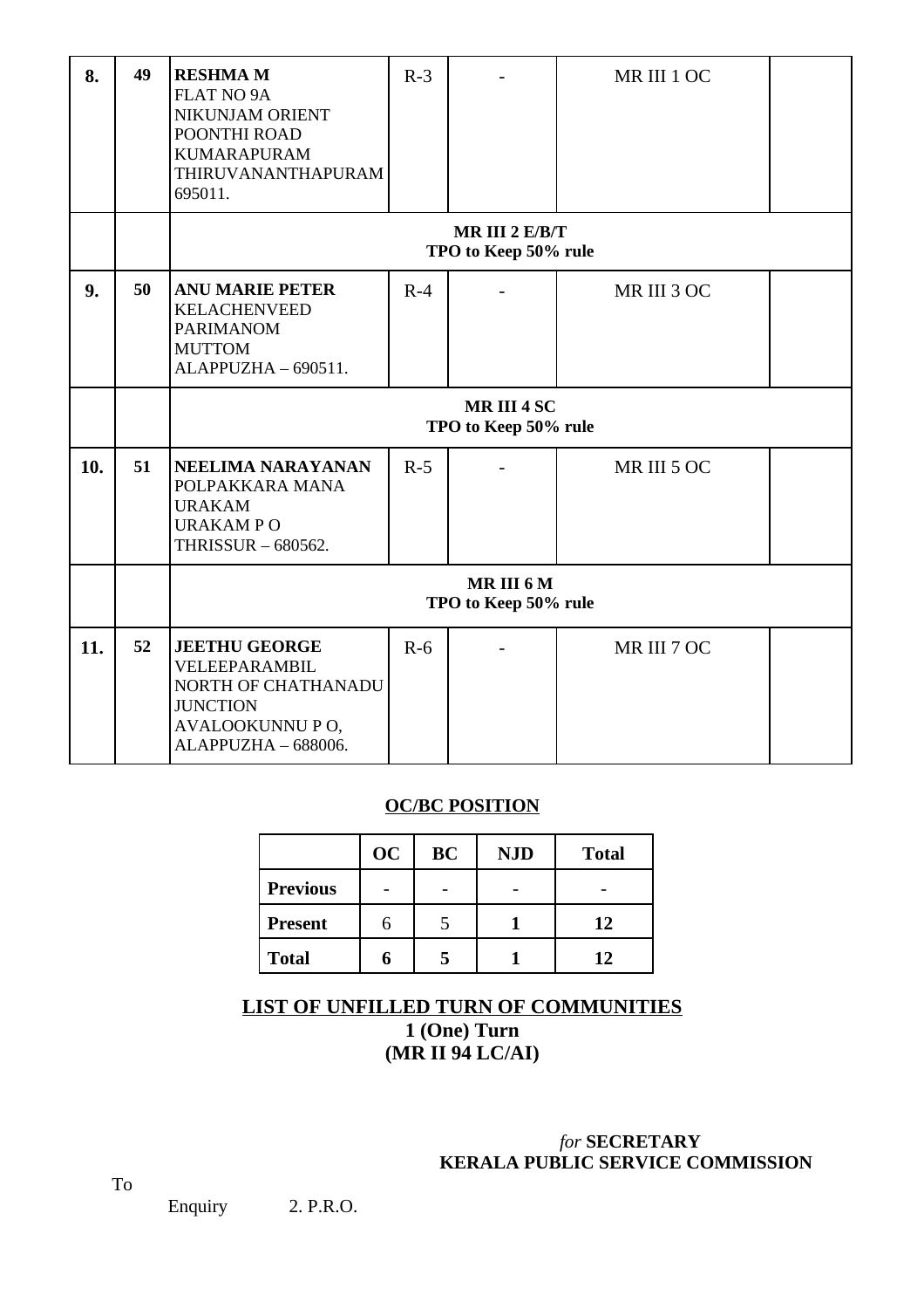| | | | | | | |
|---|---|---|---|---|---|---|
| **8.** | **49** | **RESHMA M**<br>FLAT NO 9A<br>NIKUNJAM ORIENT<br>POONTHI ROAD<br>KUMARAPURAM<br>THIRUVANANTHAPURAM<br>695011. | R-3 | - | MR III 1 OC | |
| | | **MR III 2 E/B/T**<br>**TPO to Keep 50% rule** | | | | |
| **9.** | **50** | **ANU MARIE PETER**<br>KELACHENVEED<br>PARIMANOM<br>MUTTOM<br>ALAPPUZHA – 690511. | R-4 | - | MR III 3 OC | |
| | | **MR III 4 SC**<br>**TPO to Keep 50% rule** | | | | |
| **10.** | **51** | **NEELIMA NARAYANAN**<br>POLPAKKARA MANA<br>URAKAM<br>URAKAM P O<br>THRISSUR – 680562. | R-5 | - | MR III 5 OC | |
| | | **MR III 6 M**<br>**TPO to Keep 50% rule** | | | | |
| **11.** | **52** | **JEETHU GEORGE**<br>VELEEPARAMBIL<br>NORTH OF CHATHANADU<br>JUNCTION<br>AVALOOKUNNU P O,<br>ALAPPUZHA – 688006. | R-6 | - | MR III 7 OC | |

**OC/BC POSITION**

| | OC | BC | NJD | Total |
|---|---|---|---|---|
| **Previous** | - | - | - | - |
| **Present** | 6 | 5 | **1** | **12** |
| **Total** | **6** | **5** | **1** | **12** |

**LIST OF UNFILLED TURN OF COMMUNITIES**
**1 (One) Turn**
**(MR II 94 LC/AI)**

*for* **SECRETARY**
**KERALA PUBLIC SERVICE COMMISSION**

To

Enquiry 2. P.R.O.